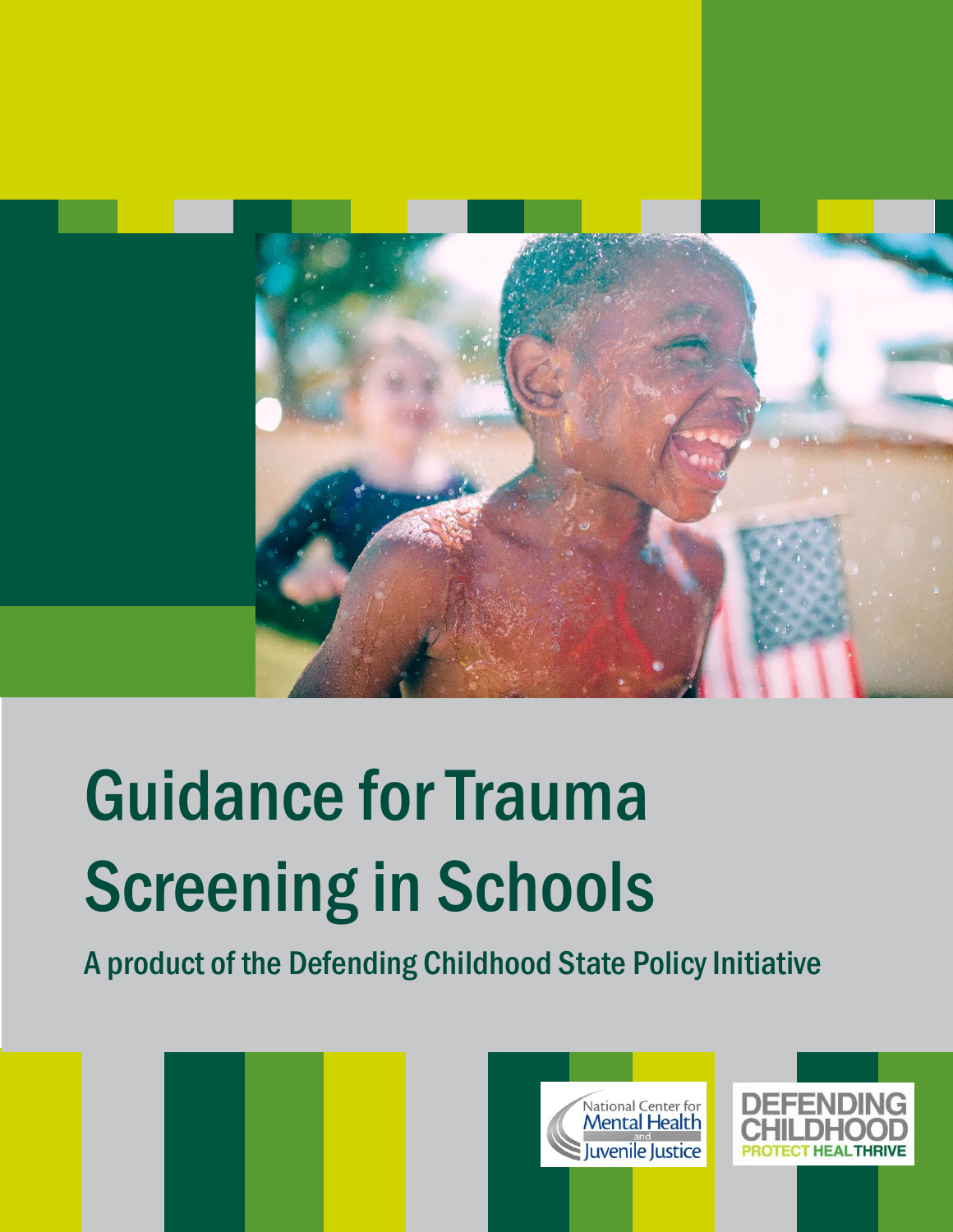# Guidance for Trauma Screening in Schools

## A product of the Defending Childhood State Policy Initiative

National Center for Mental Health and Juvenile Justice

DEFENDING CHILDHOOD PROTECT HEAL THRIVE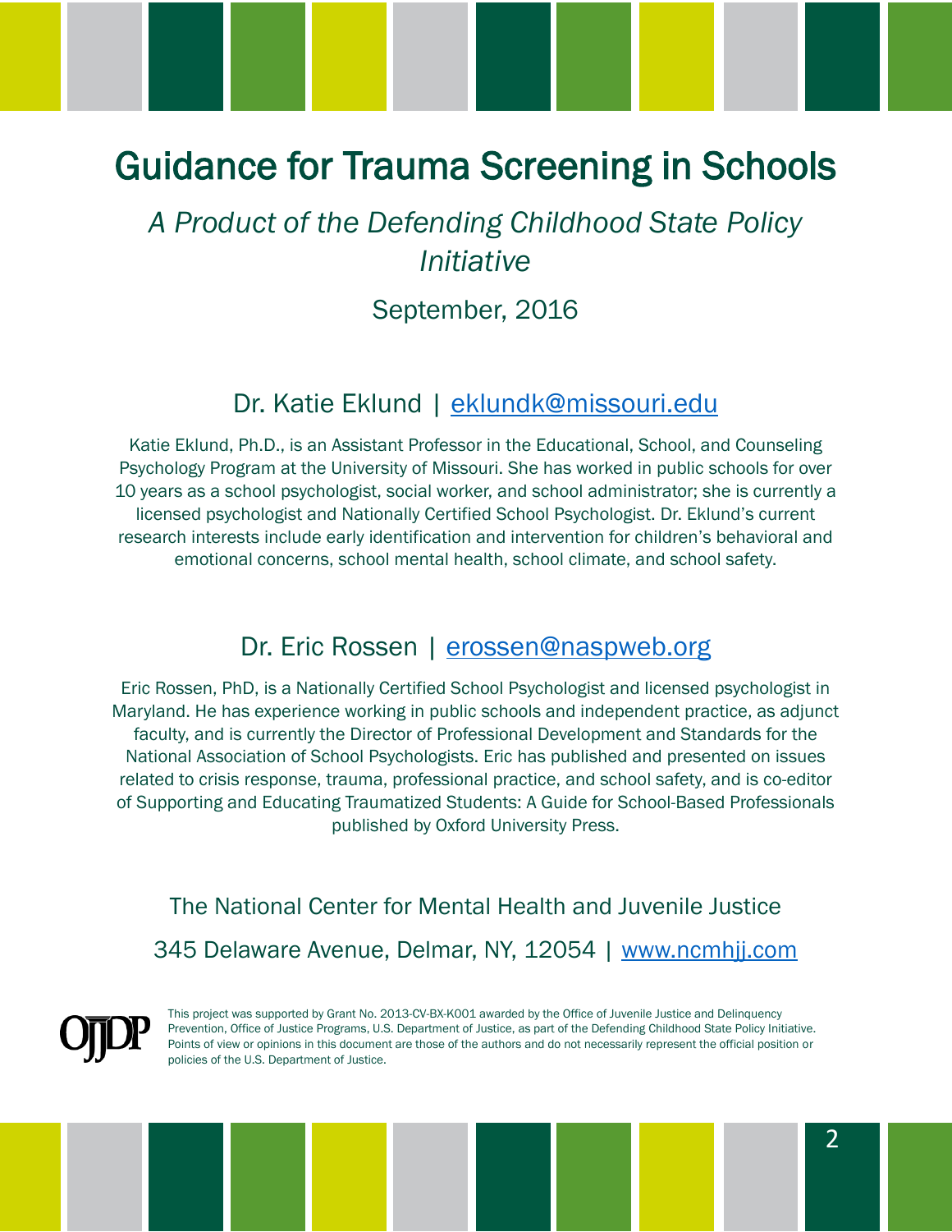# Guidance for Trauma Screening in Schools

*A Product of the Defending Childhood State Policy Initiative*

September, 2016

## Dr. Katie Eklund | eklundk@missouri.edu

Katie Eklund, Ph.D., is an Assistant Professor in the Educational, School, and Counseling Psychology Program at the University of Missouri. She has worked in public schools for over 10 years as a school psychologist, social worker, and school administrator; she is currently a licensed psychologist and Nationally Certified School Psychologist. Dr. Eklund's current research interests include early identification and intervention for children's behavioral and emotional concerns, school mental health, school climate, and school safety.

## Dr. Eric Rossen | erossen@naspweb.org

Eric Rossen, PhD, is a Nationally Certified School Psychologist and licensed psychologist in Maryland. He has experience working in public schools and independent practice, as adjunct faculty, and is currently the Director of Professional Development and Standards for the National Association of School Psychologists. Eric has published and presented on issues related to crisis response, trauma, professional practice, and school safety, and is co-editor of Supporting and Educating Traumatized Students: A Guide for School-Based Professionals published by Oxford University Press.

The National Center for Mental Health and Juvenile Justice

345 Delaware Avenue, Delmar, NY, 12054 | www.ncmhjj.com

OJJDP

This project was supported by Grant No. 2013-CV-BX-K001 awarded by the Office of Juvenile Justice and Delinquency Prevention, Office of Justice Programs, U.S. Department of Justice, as part of the Defending Childhood State Policy Initiative. Points of view or opinions in this document are those of the authors and do not necessarily represent the official position or policies of the U.S. Department of Justice.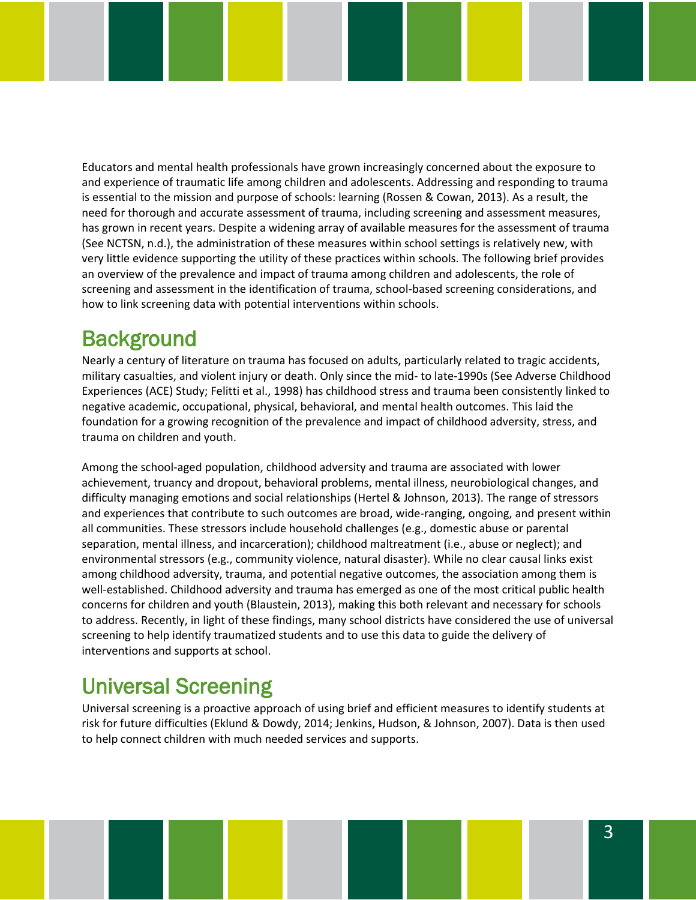Educators and mental health professionals have grown increasingly concerned about the exposure to and experience of traumatic life among children and adolescents. Addressing and responding to trauma is essential to the mission and purpose of schools: learning (Rossen & Cowan, 2013). As a result, the need for thorough and accurate assessment of trauma, including screening and assessment measures, has grown in recent years. Despite a widening array of available measures for the assessment of trauma (See NCTSN, n.d.), the administration of these measures within school settings is relatively new, with very little evidence supporting the utility of these practices within schools. The following brief provides an overview of the prevalence and impact of trauma among children and adolescents, the role of screening and assessment in the identification of trauma, school-based screening considerations, and how to link screening data with potential interventions within schools.

## Background

Nearly a century of literature on trauma has focused on adults, particularly related to tragic accidents, military casualties, and violent injury or death. Only since the mid- to late-1990s (See Adverse Childhood Experiences (ACE) Study; Felitti et al., 1998) has childhood stress and trauma been consistently linked to negative academic, occupational, physical, behavioral, and mental health outcomes. This laid the foundation for a growing recognition of the prevalence and impact of childhood adversity, stress, and trauma on children and youth.

Among the school-aged population, childhood adversity and trauma are associated with lower achievement, truancy and dropout, behavioral problems, mental illness, neurobiological changes, and difficulty managing emotions and social relationships (Hertel & Johnson, 2013). The range of stressors and experiences that contribute to such outcomes are broad, wide-ranging, ongoing, and present within all communities. These stressors include household challenges (e.g., domestic abuse or parental separation, mental illness, and incarceration); childhood maltreatment (i.e., abuse or neglect); and environmental stressors (e.g., community violence, natural disaster). While no clear causal links exist among childhood adversity, trauma, and potential negative outcomes, the association among them is well-established. Childhood adversity and trauma has emerged as one of the most critical public health concerns for children and youth (Blaustein, 2013), making this both relevant and necessary for schools to address. Recently, in light of these findings, many school districts have considered the use of universal screening to help identify traumatized students and to use this data to guide the delivery of interventions and supports at school.

## Universal Screening

Universal screening is a proactive approach of using brief and efficient measures to identify students at risk for future difficulties (Eklund & Dowdy, 2014; Jenkins, Hudson, & Johnson, 2007). Data is then used to help connect children with much needed services and supports.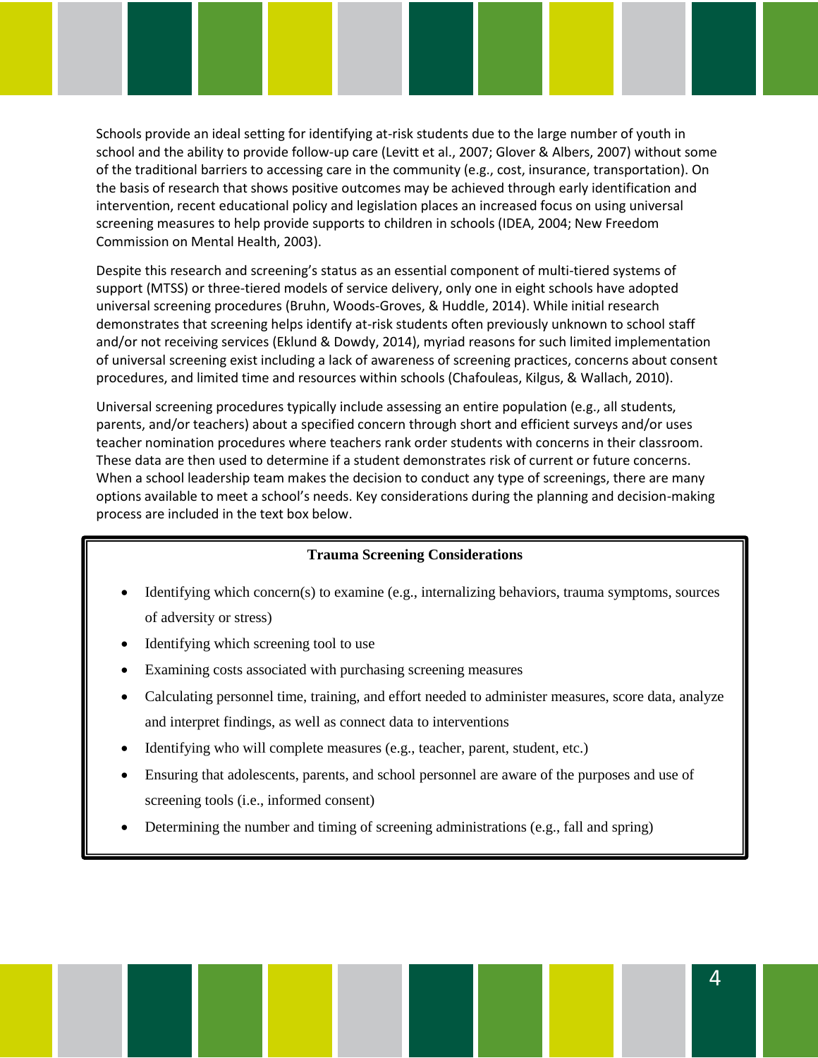Schools provide an ideal setting for identifying at-risk students due to the large number of youth in school and the ability to provide follow-up care (Levitt et al., 2007; Glover & Albers, 2007) without some of the traditional barriers to accessing care in the community (e.g., cost, insurance, transportation). On the basis of research that shows positive outcomes may be achieved through early identification and intervention, recent educational policy and legislation places an increased focus on using universal screening measures to help provide supports to children in schools (IDEA, 2004; New Freedom Commission on Mental Health, 2003).

Despite this research and screening's status as an essential component of multi-tiered systems of support (MTSS) or three-tiered models of service delivery, only one in eight schools have adopted universal screening procedures (Bruhn, Woods-Groves, & Huddle, 2014). While initial research demonstrates that screening helps identify at-risk students often previously unknown to school staff and/or not receiving services (Eklund & Dowdy, 2014), myriad reasons for such limited implementation of universal screening exist including a lack of awareness of screening practices, concerns about consent procedures, and limited time and resources within schools (Chafouleas, Kilgus, & Wallach, 2010).

Universal screening procedures typically include assessing an entire population (e.g., all students, parents, and/or teachers) about a specified concern through short and efficient surveys and/or uses teacher nomination procedures where teachers rank order students with concerns in their classroom. These data are then used to determine if a student demonstrates risk of current or future concerns. When a school leadership team makes the decision to conduct any type of screenings, there are many options available to meet a school's needs. Key considerations during the planning and decision-making process are included in the text box below.

**Trauma Screening Considerations**

- Identifying which concern(s) to examine (e.g., internalizing behaviors, trauma symptoms, sources of adversity or stress)
- Identifying which screening tool to use
- Examining costs associated with purchasing screening measures
- Calculating personnel time, training, and effort needed to administer measures, score data, analyze and interpret findings, as well as connect data to interventions
- Identifying who will complete measures (e.g., teacher, parent, student, etc.)
- Ensuring that adolescents, parents, and school personnel are aware of the purposes and use of screening tools (i.e., informed consent)
- Determining the number and timing of screening administrations (e.g., fall and spring)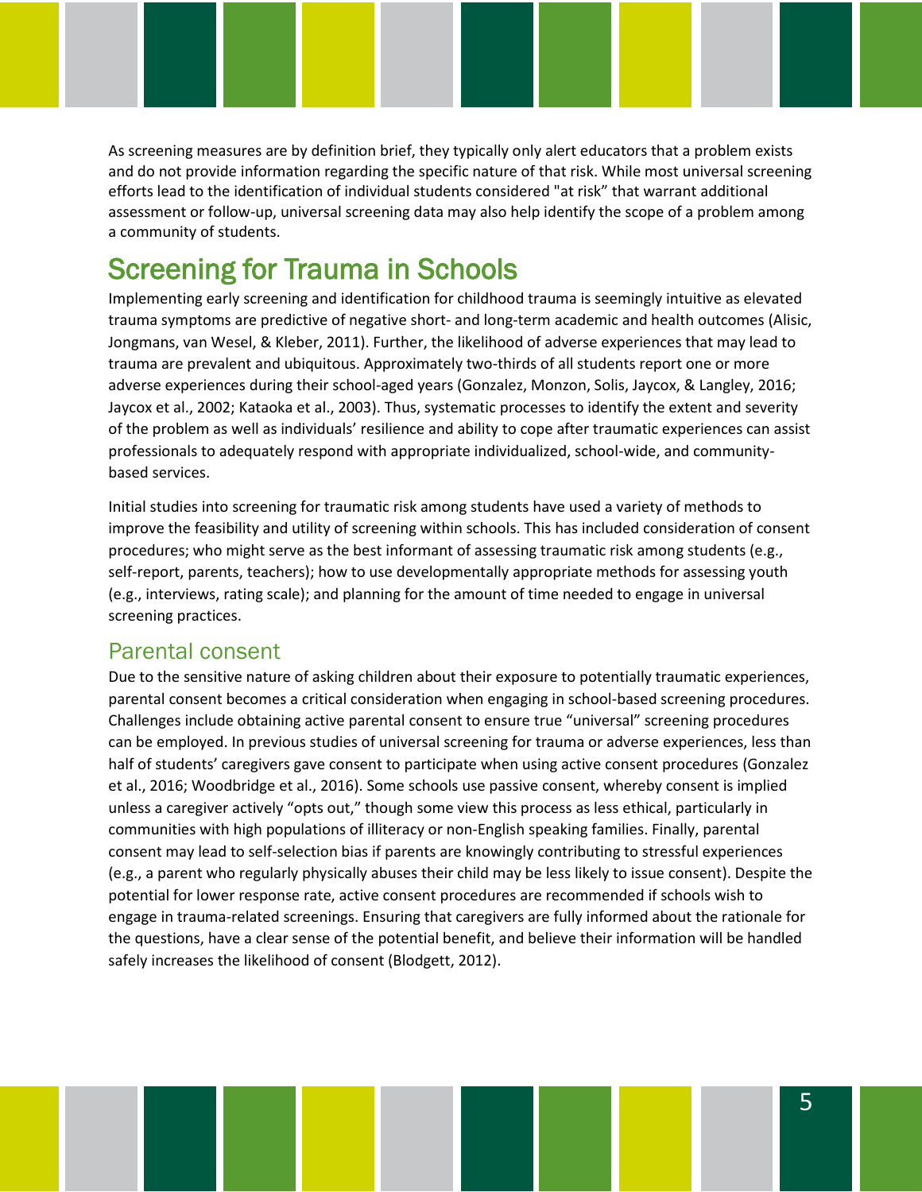As screening measures are by definition brief, they typically only alert educators that a problem exists and do not provide information regarding the specific nature of that risk. While most universal screening efforts lead to the identification of individual students considered "at risk" that warrant additional assessment or follow-up, universal screening data may also help identify the scope of a problem among a community of students.

## Screening for Trauma in Schools

Implementing early screening and identification for childhood trauma is seemingly intuitive as elevated trauma symptoms are predictive of negative short- and long-term academic and health outcomes (Alisic, Jongmans, van Wesel, & Kleber, 2011). Further, the likelihood of adverse experiences that may lead to trauma are prevalent and ubiquitous. Approximately two-thirds of all students report one or more adverse experiences during their school-aged years (Gonzalez, Monzon, Solis, Jaycox, & Langley, 2016; Jaycox et al., 2002; Kataoka et al., 2003). Thus, systematic processes to identify the extent and severity of the problem as well as individuals' resilience and ability to cope after traumatic experiences can assist professionals to adequately respond with appropriate individualized, school-wide, and community-based services.

Initial studies into screening for traumatic risk among students have used a variety of methods to improve the feasibility and utility of screening within schools. This has included consideration of consent procedures; who might serve as the best informant of assessing traumatic risk among students (e.g., self-report, parents, teachers); how to use developmentally appropriate methods for assessing youth (e.g., interviews, rating scale); and planning for the amount of time needed to engage in universal screening practices.

### Parental consent

Due to the sensitive nature of asking children about their exposure to potentially traumatic experiences, parental consent becomes a critical consideration when engaging in school-based screening procedures. Challenges include obtaining active parental consent to ensure true "universal" screening procedures can be employed. In previous studies of universal screening for trauma or adverse experiences, less than half of students' caregivers gave consent to participate when using active consent procedures (Gonzalez et al., 2016; Woodbridge et al., 2016). Some schools use passive consent, whereby consent is implied unless a caregiver actively "opts out," though some view this process as less ethical, particularly in communities with high populations of illiteracy or non-English speaking families. Finally, parental consent may lead to self-selection bias if parents are knowingly contributing to stressful experiences (e.g., a parent who regularly physically abuses their child may be less likely to issue consent). Despite the potential for lower response rate, active consent procedures are recommended if schools wish to engage in trauma-related screenings. Ensuring that caregivers are fully informed about the rationale for the questions, have a clear sense of the potential benefit, and believe their information will be handled safely increases the likelihood of consent (Blodgett, 2012).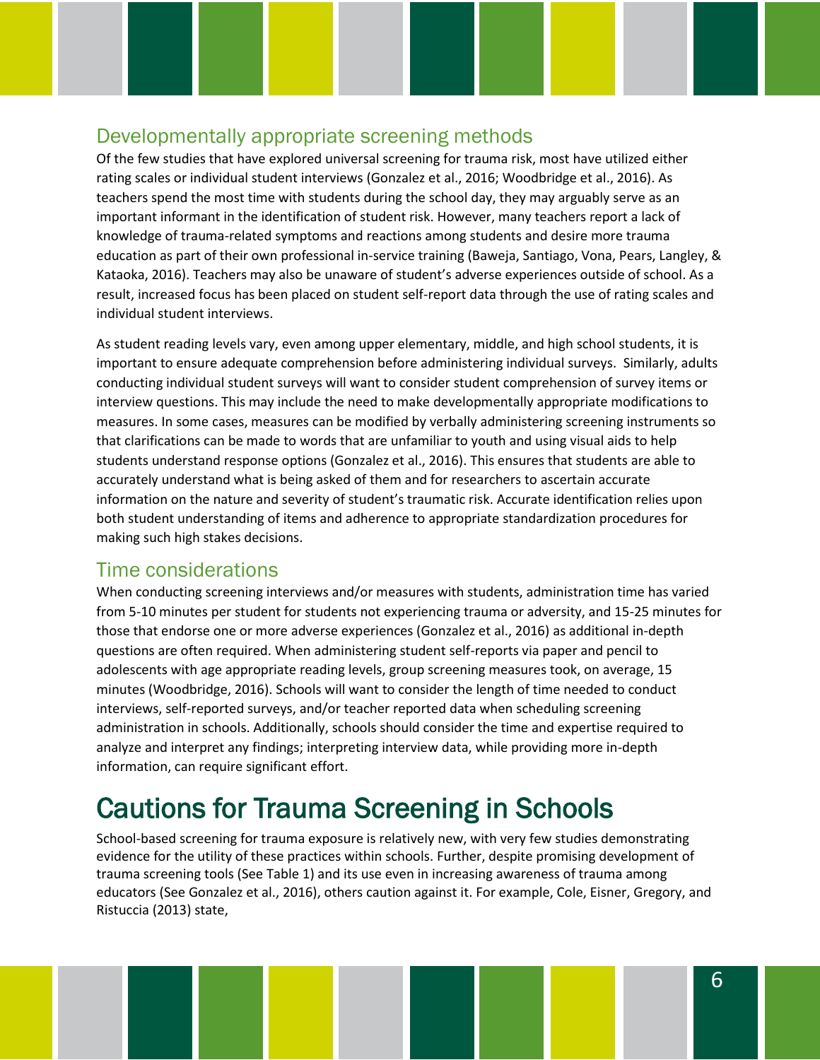## Developmentally appropriate screening methods

Of the few studies that have explored universal screening for trauma risk, most have utilized either rating scales or individual student interviews (Gonzalez et al., 2016; Woodbridge et al., 2016). As teachers spend the most time with students during the school day, they may arguably serve as an important informant in the identification of student risk. However, many teachers report a lack of knowledge of trauma-related symptoms and reactions among students and desire more trauma education as part of their own professional in-service training (Baweja, Santiago, Vona, Pears, Langley, & Kataoka, 2016). Teachers may also be unaware of student's adverse experiences outside of school. As a result, increased focus has been placed on student self-report data through the use of rating scales and individual student interviews.

As student reading levels vary, even among upper elementary, middle, and high school students, it is important to ensure adequate comprehension before administering individual surveys. Similarly, adults conducting individual student surveys will want to consider student comprehension of survey items or interview questions. This may include the need to make developmentally appropriate modifications to measures. In some cases, measures can be modified by verbally administering screening instruments so that clarifications can be made to words that are unfamiliar to youth and using visual aids to help students understand response options (Gonzalez et al., 2016). This ensures that students are able to accurately understand what is being asked of them and for researchers to ascertain accurate information on the nature and severity of student's traumatic risk. Accurate identification relies upon both student understanding of items and adherence to appropriate standardization procedures for making such high stakes decisions.

## Time considerations

When conducting screening interviews and/or measures with students, administration time has varied from 5-10 minutes per student for students not experiencing trauma or adversity, and 15-25 minutes for those that endorse one or more adverse experiences (Gonzalez et al., 2016) as additional in-depth questions are often required. When administering student self-reports via paper and pencil to adolescents with age appropriate reading levels, group screening measures took, on average, 15 minutes (Woodbridge, 2016). Schools will want to consider the length of time needed to conduct interviews, self-reported surveys, and/or teacher reported data when scheduling screening administration in schools. Additionally, schools should consider the time and expertise required to analyze and interpret any findings; interpreting interview data, while providing more in-depth information, can require significant effort.

# Cautions for Trauma Screening in Schools

School-based screening for trauma exposure is relatively new, with very few studies demonstrating evidence for the utility of these practices within schools. Further, despite promising development of trauma screening tools (See Table 1) and its use even in increasing awareness of trauma among educators (See Gonzalez et al., 2016), others caution against it. For example, Cole, Eisner, Gregory, and Ristuccia (2013) state,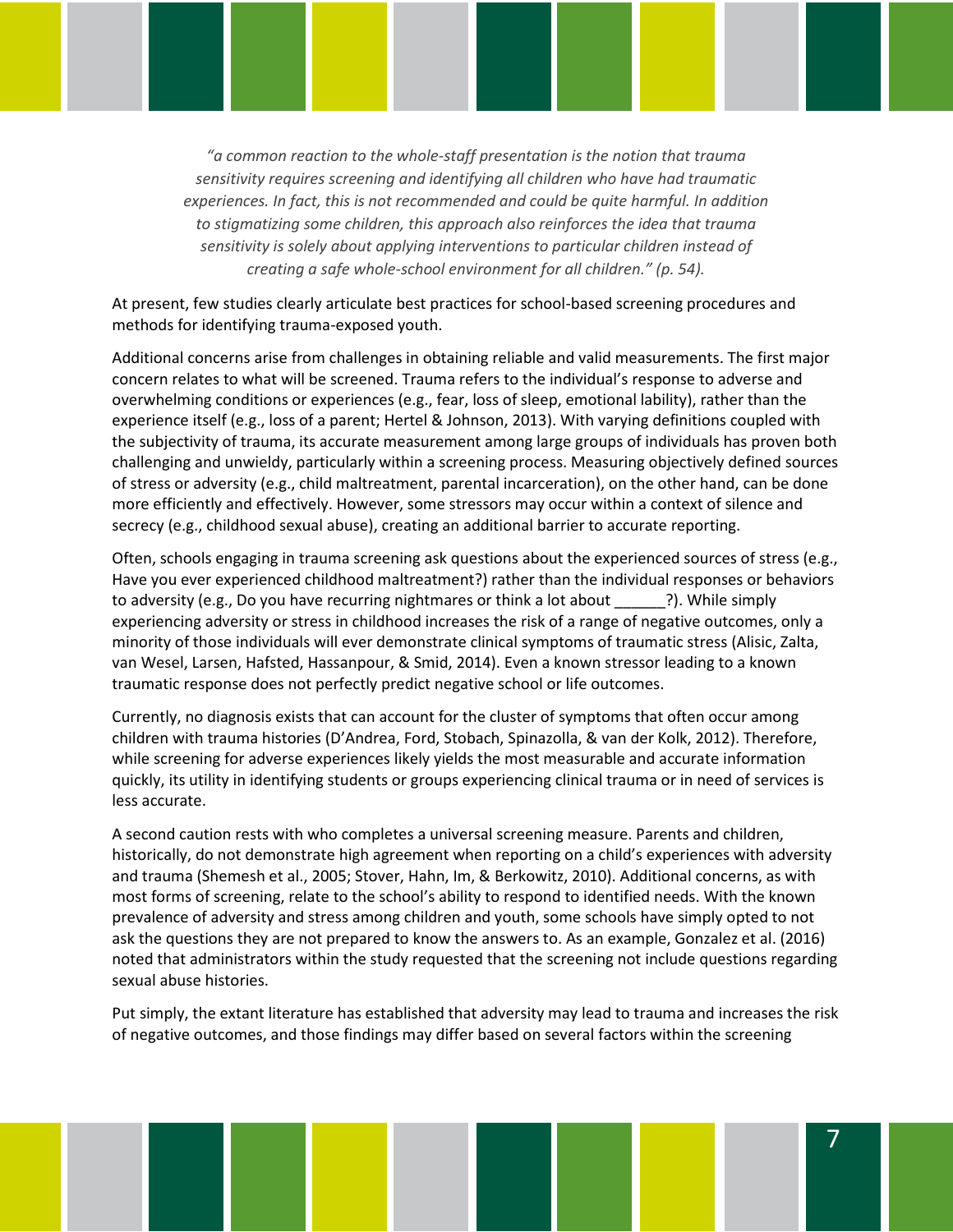> *"a common reaction to the whole-staff presentation is the notion that trauma sensitivity requires screening and identifying all children who have had traumatic experiences. In fact, this is not recommended and could be quite harmful. In addition to stigmatizing some children, this approach also reinforces the idea that trauma sensitivity is solely about applying interventions to particular children instead of creating a safe whole-school environment for all children." (p. 54).*

At present, few studies clearly articulate best practices for school-based screening procedures and methods for identifying trauma-exposed youth.

Additional concerns arise from challenges in obtaining reliable and valid measurements. The first major concern relates to what will be screened. Trauma refers to the individual's response to adverse and overwhelming conditions or experiences (e.g., fear, loss of sleep, emotional lability), rather than the experience itself (e.g., loss of a parent; Hertel & Johnson, 2013). With varying definitions coupled with the subjectivity of trauma, its accurate measurement among large groups of individuals has proven both challenging and unwieldy, particularly within a screening process. Measuring objectively defined sources of stress or adversity (e.g., child maltreatment, parental incarceration), on the other hand, can be done more efficiently and effectively. However, some stressors may occur within a context of silence and secrecy (e.g., childhood sexual abuse), creating an additional barrier to accurate reporting.

Often, schools engaging in trauma screening ask questions about the experienced sources of stress (e.g., Have you ever experienced childhood maltreatment?) rather than the individual responses or behaviors to adversity (e.g., Do you have recurring nightmares or think a lot about ______?). While simply experiencing adversity or stress in childhood increases the risk of a range of negative outcomes, only a minority of those individuals will ever demonstrate clinical symptoms of traumatic stress (Alisic, Zalta, van Wesel, Larsen, Hafsted, Hassanpour, & Smid, 2014). Even a known stressor leading to a known traumatic response does not perfectly predict negative school or life outcomes.

Currently, no diagnosis exists that can account for the cluster of symptoms that often occur among children with trauma histories (D'Andrea, Ford, Stobach, Spinazolla, & van der Kolk, 2012). Therefore, while screening for adverse experiences likely yields the most measurable and accurate information quickly, its utility in identifying students or groups experiencing clinical trauma or in need of services is less accurate.

A second caution rests with who completes a universal screening measure. Parents and children, historically, do not demonstrate high agreement when reporting on a child's experiences with adversity and trauma (Shemesh et al., 2005; Stover, Hahn, Im, & Berkowitz, 2010). Additional concerns, as with most forms of screening, relate to the school's ability to respond to identified needs. With the known prevalence of adversity and stress among children and youth, some schools have simply opted to not ask the questions they are not prepared to know the answers to. As an example, Gonzalez et al. (2016) noted that administrators within the study requested that the screening not include questions regarding sexual abuse histories.

Put simply, the extant literature has established that adversity may lead to trauma and increases the risk of negative outcomes, and those findings may differ based on several factors within the screening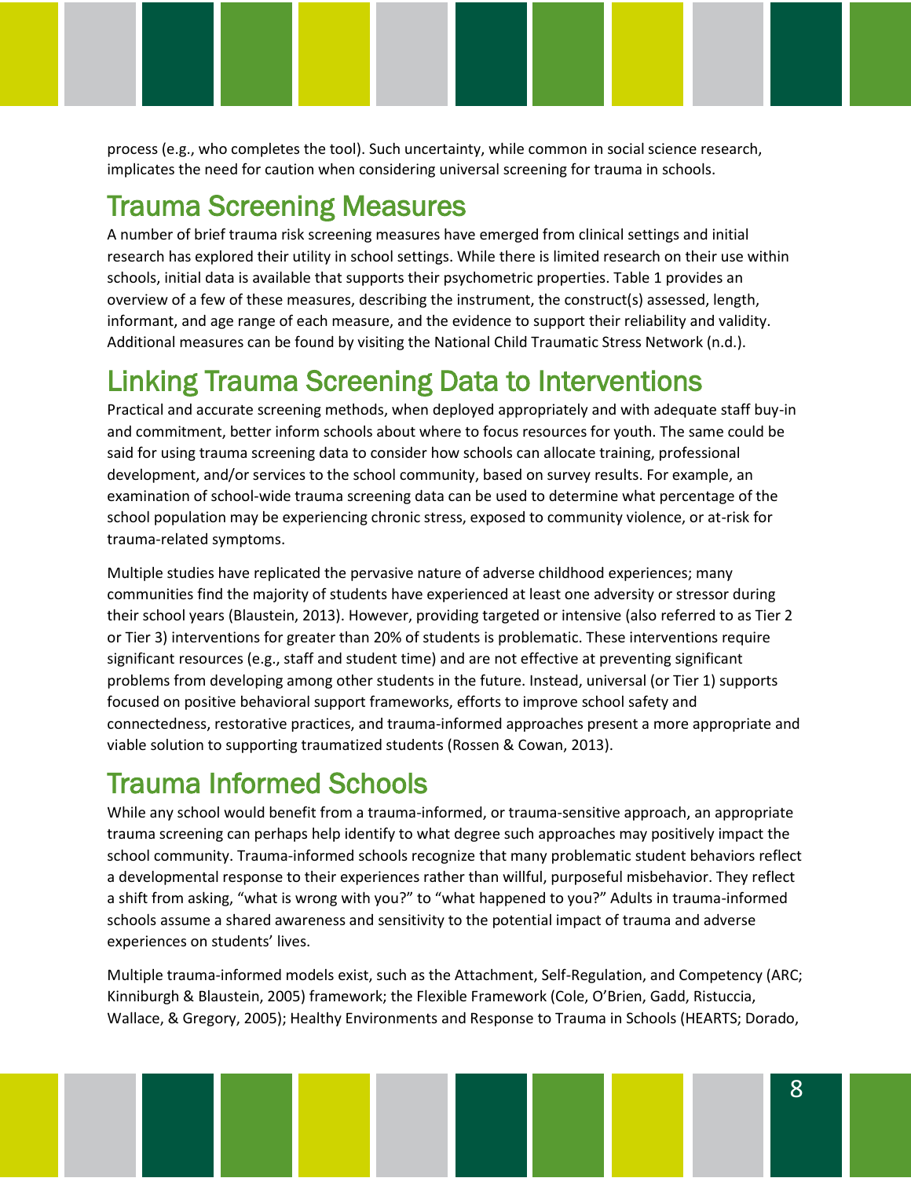process (e.g., who completes the tool). Such uncertainty, while common in social science research, implicates the need for caution when considering universal screening for trauma in schools.

## Trauma Screening Measures

A number of brief trauma risk screening measures have emerged from clinical settings and initial research has explored their utility in school settings. While there is limited research on their use within schools, initial data is available that supports their psychometric properties. Table 1 provides an overview of a few of these measures, describing the instrument, the construct(s) assessed, length, informant, and age range of each measure, and the evidence to support their reliability and validity. Additional measures can be found by visiting the National Child Traumatic Stress Network (n.d.).

## Linking Trauma Screening Data to Interventions

Practical and accurate screening methods, when deployed appropriately and with adequate staff buy-in and commitment, better inform schools about where to focus resources for youth. The same could be said for using trauma screening data to consider how schools can allocate training, professional development, and/or services to the school community, based on survey results. For example, an examination of school-wide trauma screening data can be used to determine what percentage of the school population may be experiencing chronic stress, exposed to community violence, or at-risk for trauma-related symptoms.

Multiple studies have replicated the pervasive nature of adverse childhood experiences; many communities find the majority of students have experienced at least one adversity or stressor during their school years (Blaustein, 2013). However, providing targeted or intensive (also referred to as Tier 2 or Tier 3) interventions for greater than 20% of students is problematic. These interventions require significant resources (e.g., staff and student time) and are not effective at preventing significant problems from developing among other students in the future. Instead, universal (or Tier 1) supports focused on positive behavioral support frameworks, efforts to improve school safety and connectedness, restorative practices, and trauma-informed approaches present a more appropriate and viable solution to supporting traumatized students (Rossen & Cowan, 2013).

## Trauma Informed Schools

While any school would benefit from a trauma-informed, or trauma-sensitive approach, an appropriate trauma screening can perhaps help identify to what degree such approaches may positively impact the school community. Trauma-informed schools recognize that many problematic student behaviors reflect a developmental response to their experiences rather than willful, purposeful misbehavior. They reflect a shift from asking, "what is wrong with you?" to "what happened to you?" Adults in trauma-informed schools assume a shared awareness and sensitivity to the potential impact of trauma and adverse experiences on students' lives.

Multiple trauma-informed models exist, such as the Attachment, Self-Regulation, and Competency (ARC; Kinniburgh & Blaustein, 2005) framework; the Flexible Framework (Cole, O'Brien, Gadd, Ristuccia, Wallace, & Gregory, 2005); Healthy Environments and Response to Trauma in Schools (HEARTS; Dorado,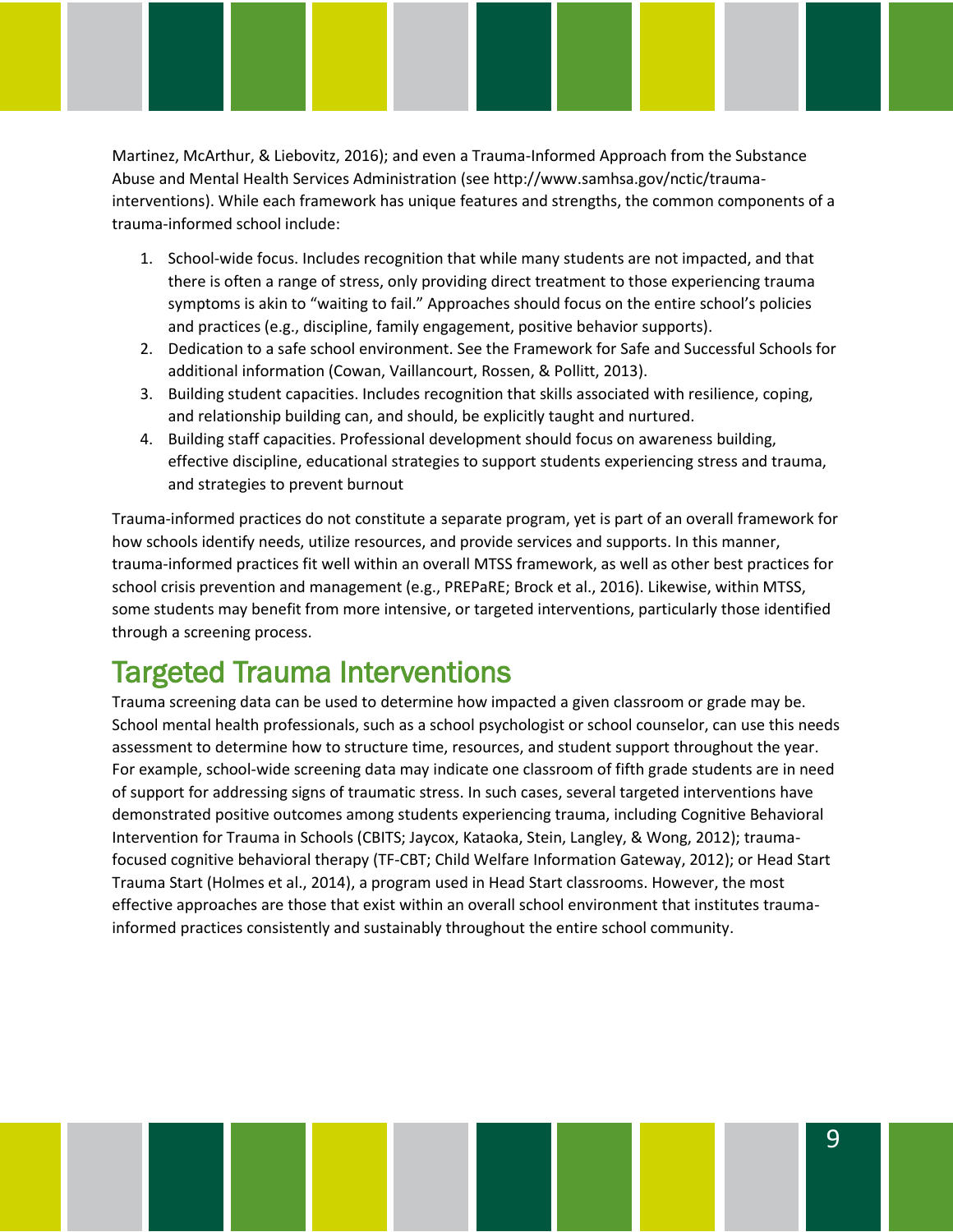Martinez, McArthur, & Liebovitz, 2016); and even a Trauma-Informed Approach from the Substance Abuse and Mental Health Services Administration (see http://www.samhsa.gov/nctic/trauma-interventions). While each framework has unique features and strengths, the common components of a trauma-informed school include:

1. School-wide focus. Includes recognition that while many students are not impacted, and that there is often a range of stress, only providing direct treatment to those experiencing trauma symptoms is akin to "waiting to fail." Approaches should focus on the entire school's policies and practices (e.g., discipline, family engagement, positive behavior supports).
2. Dedication to a safe school environment. See the Framework for Safe and Successful Schools for additional information (Cowan, Vaillancourt, Rossen, & Pollitt, 2013).
3. Building student capacities. Includes recognition that skills associated with resilience, coping, and relationship building can, and should, be explicitly taught and nurtured.
4. Building staff capacities. Professional development should focus on awareness building, effective discipline, educational strategies to support students experiencing stress and trauma, and strategies to prevent burnout

Trauma-informed practices do not constitute a separate program, yet is part of an overall framework for how schools identify needs, utilize resources, and provide services and supports. In this manner, trauma-informed practices fit well within an overall MTSS framework, as well as other best practices for school crisis prevention and management (e.g., PREPaRE; Brock et al., 2016). Likewise, within MTSS, some students may benefit from more intensive, or targeted interventions, particularly those identified through a screening process.

## Targeted Trauma Interventions

Trauma screening data can be used to determine how impacted a given classroom or grade may be. School mental health professionals, such as a school psychologist or school counselor, can use this needs assessment to determine how to structure time, resources, and student support throughout the year. For example, school-wide screening data may indicate one classroom of fifth grade students are in need of support for addressing signs of traumatic stress. In such cases, several targeted interventions have demonstrated positive outcomes among students experiencing trauma, including Cognitive Behavioral Intervention for Trauma in Schools (CBITS; Jaycox, Kataoka, Stein, Langley, & Wong, 2012); trauma-focused cognitive behavioral therapy (TF-CBT; Child Welfare Information Gateway, 2012); or Head Start Trauma Start (Holmes et al., 2014), a program used in Head Start classrooms. However, the most effective approaches are those that exist within an overall school environment that institutes trauma-informed practices consistently and sustainably throughout the entire school community.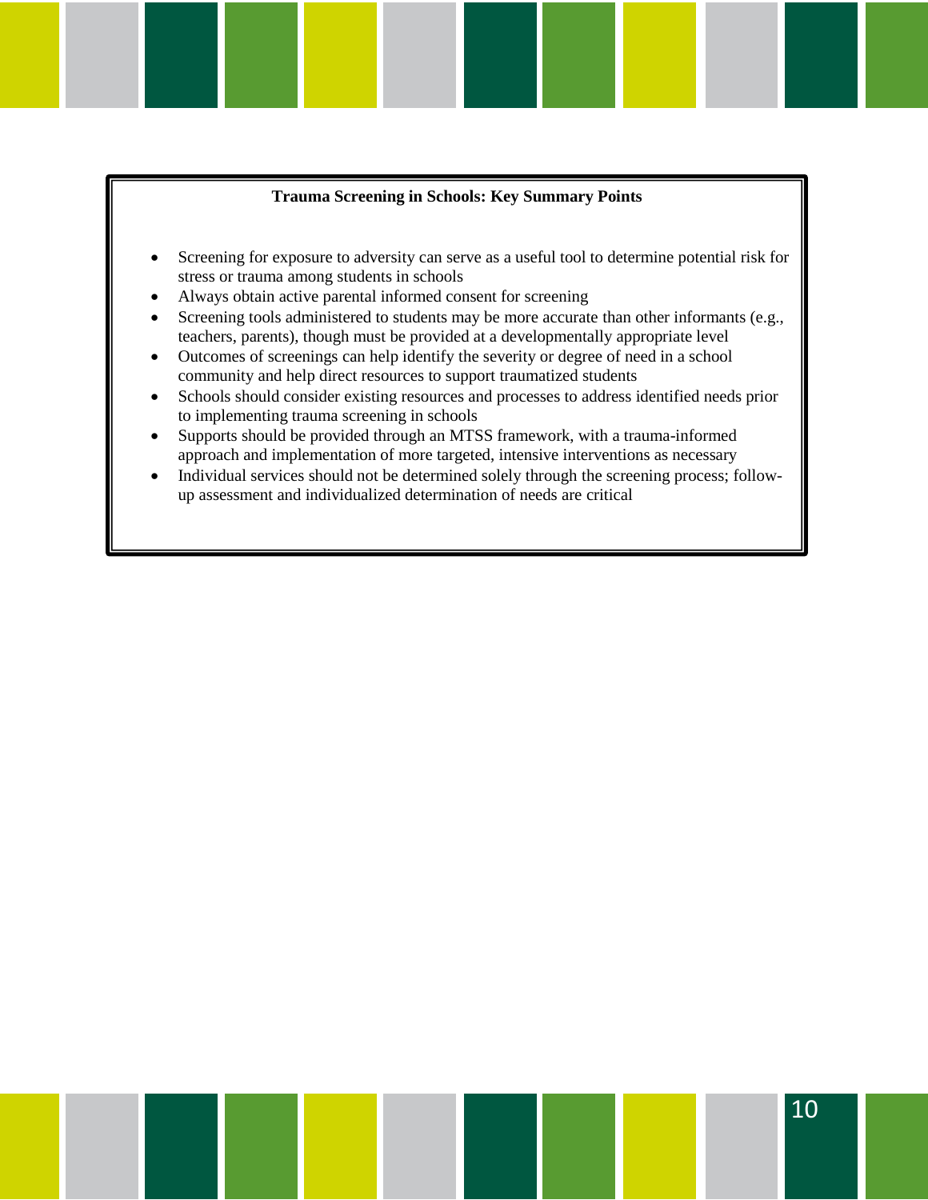**Trauma Screening in Schools: Key Summary Points**

- Screening for exposure to adversity can serve as a useful tool to determine potential risk for stress or trauma among students in schools
- Always obtain active parental informed consent for screening
- Screening tools administered to students may be more accurate than other informants (e.g., teachers, parents), though must be provided at a developmentally appropriate level
- Outcomes of screenings can help identify the severity or degree of need in a school community and help direct resources to support traumatized students
- Schools should consider existing resources and processes to address identified needs prior to implementing trauma screening in schools
- Supports should be provided through an MTSS framework, with a trauma-informed approach and implementation of more targeted, intensive interventions as necessary
- Individual services should not be determined solely through the screening process; follow-up assessment and individualized determination of needs are critical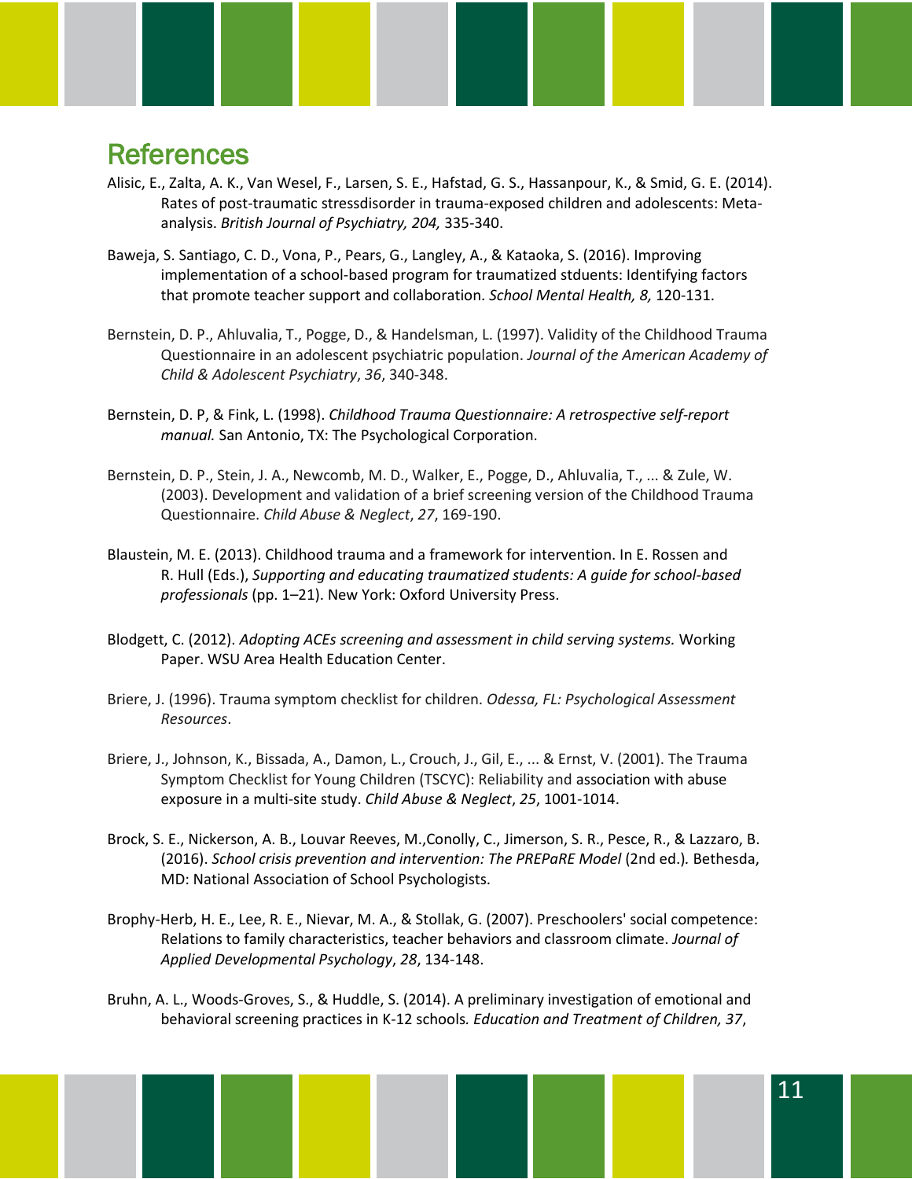## References

Alisic, E., Zalta, A. K., Van Wesel, F., Larsen, S. E., Hafstad, G. S., Hassanpour, K., & Smid, G. E. (2014). Rates of post-traumatic stressdisorder in trauma-exposed children and adolescents: Meta-analysis. *British Journal of Psychiatry, 204,* 335-340.

Baweja, S. Santiago, C. D., Vona, P., Pears, G., Langley, A., & Kataoka, S. (2016). Improving implementation of a school-based program for traumatized stduents: Identifying factors that promote teacher support and collaboration. *School Mental Health, 8,* 120-131.

Bernstein, D. P., Ahluvalia, T., Pogge, D., & Handelsman, L. (1997). Validity of the Childhood Trauma Questionnaire in an adolescent psychiatric population. *Journal of the American Academy of Child & Adolescent Psychiatry*, *36*, 340-348.

Bernstein, D. P, & Fink, L. (1998). *Childhood Trauma Questionnaire: A retrospective self-report manual.* San Antonio, TX: The Psychological Corporation.

Bernstein, D. P., Stein, J. A., Newcomb, M. D., Walker, E., Pogge, D., Ahluvalia, T., ... & Zule, W. (2003). Development and validation of a brief screening version of the Childhood Trauma Questionnaire. *Child Abuse & Neglect*, *27*, 169-190.

Blaustein, M. E. (2013). Childhood trauma and a framework for intervention. In E. Rossen and R. Hull (Eds.), *Supporting and educating traumatized students: A guide for school-based professionals* (pp. 1–21). New York: Oxford University Press.

Blodgett, C. (2012). *Adopting ACEs screening and assessment in child serving systems.* Working Paper. WSU Area Health Education Center.

Briere, J. (1996). Trauma symptom checklist for children. *Odessa, FL: Psychological Assessment Resources*.

Briere, J., Johnson, K., Bissada, A., Damon, L., Crouch, J., Gil, E., ... & Ernst, V. (2001). The Trauma Symptom Checklist for Young Children (TSCYC): Reliability and association with abuse exposure in a multi-site study. *Child Abuse & Neglect*, *25*, 1001-1014.

Brock, S. E., Nickerson, A. B., Louvar Reeves, M.,Conolly, C., Jimerson, S. R., Pesce, R., & Lazzaro, B. (2016). *School crisis prevention and intervention: The PREPaRE Model* (2nd ed.)*.* Bethesda, MD: National Association of School Psychologists.

Brophy-Herb, H. E., Lee, R. E., Nievar, M. A., & Stollak, G. (2007). Preschoolers' social competence: Relations to family characteristics, teacher behaviors and classroom climate. *Journal of Applied Developmental Psychology*, *28*, 134-148.

Bruhn, A. L., Woods-Groves, S., & Huddle, S. (2014). A preliminary investigation of emotional and behavioral screening practices in K-12 schools*. Education and Treatment of Children, 37*,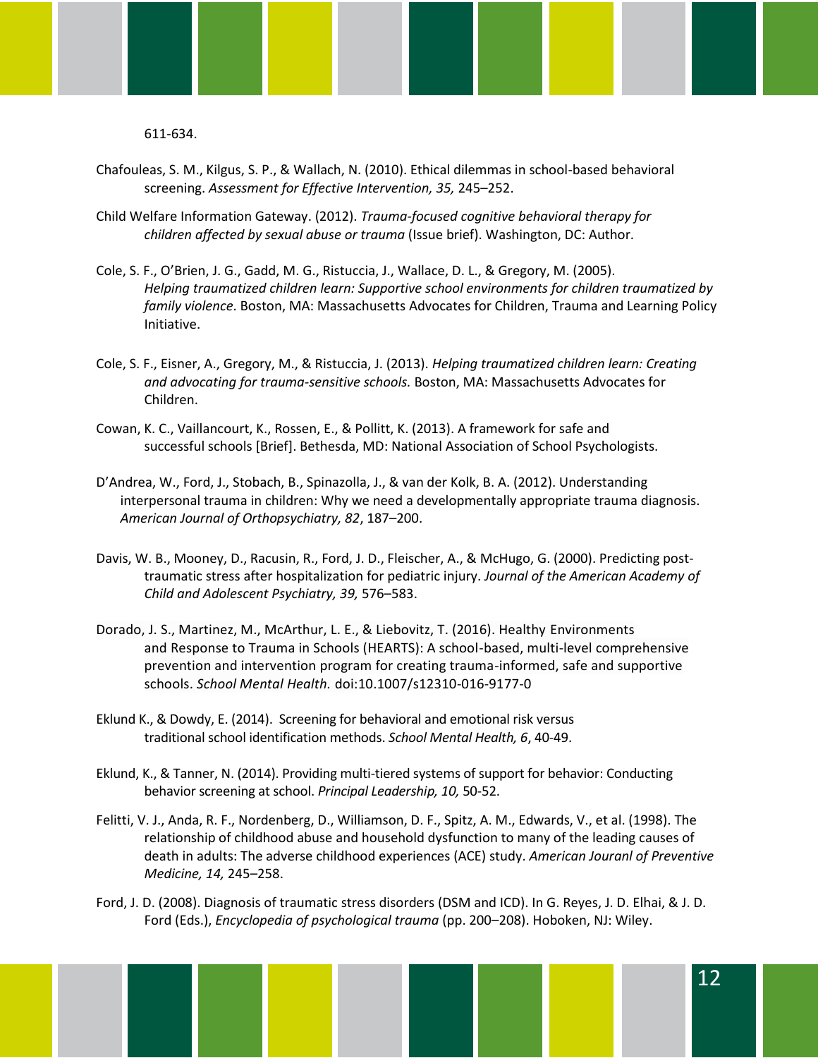611-634.

Chafouleas, S. M., Kilgus, S. P., & Wallach, N. (2010). Ethical dilemmas in school-based behavioral screening. *Assessment for Effective Intervention, 35,* 245–252.

Child Welfare Information Gateway. (2012). *Trauma-focused cognitive behavioral therapy for children affected by sexual abuse or trauma* (Issue brief). Washington, DC: Author.

Cole, S. F., O'Brien, J. G., Gadd, M. G., Ristuccia, J., Wallace, D. L., & Gregory, M. (2005). *Helping traumatized children learn: Supportive school environments for children traumatized by family violence*. Boston, MA: Massachusetts Advocates for Children, Trauma and Learning Policy Initiative.

Cole, S. F., Eisner, A., Gregory, M., & Ristuccia, J. (2013). *Helping traumatized children learn: Creating and advocating for trauma-sensitive schools.* Boston, MA: Massachusetts Advocates for Children.

Cowan, K. C., Vaillancourt, K., Rossen, E., & Pollitt, K. (2013). A framework for safe and successful schools [Brief]. Bethesda, MD: National Association of School Psychologists.

D'Andrea, W., Ford, J., Stobach, B., Spinazolla, J., & van der Kolk, B. A. (2012). Understanding interpersonal trauma in children: Why we need a developmentally appropriate trauma diagnosis. *American Journal of Orthopsychiatry, 82*, 187–200.

Davis, W. B., Mooney, D., Racusin, R., Ford, J. D., Fleischer, A., & McHugo, G. (2000). Predicting post-traumatic stress after hospitalization for pediatric injury. *Journal of the American Academy of Child and Adolescent Psychiatry, 39,* 576–583.

Dorado, J. S., Martinez, M., McArthur, L. E., & Liebovitz, T. (2016). Healthy Environments and Response to Trauma in Schools (HEARTS): A school-based, multi-level comprehensive prevention and intervention program for creating trauma-informed, safe and supportive schools. *School Mental Health.* doi:10.1007/s12310-016-9177-0

Eklund K., & Dowdy, E. (2014). Screening for behavioral and emotional risk versus traditional school identification methods. *School Mental Health, 6*, 40-49.

Eklund, K., & Tanner, N. (2014). Providing multi-tiered systems of support for behavior: Conducting behavior screening at school. *Principal Leadership, 10,* 50-52.

Felitti, V. J., Anda, R. F., Nordenberg, D., Williamson, D. F., Spitz, A. M., Edwards, V., et al. (1998). The relationship of childhood abuse and household dysfunction to many of the leading causes of death in adults: The adverse childhood experiences (ACE) study. *American Jouranl of Preventive Medicine, 14,* 245–258.

Ford, J. D. (2008). Diagnosis of traumatic stress disorders (DSM and ICD). In G. Reyes, J. D. Elhai, & J. D. Ford (Eds.), *Encyclopedia of psychological trauma* (pp. 200–208). Hoboken, NJ: Wiley.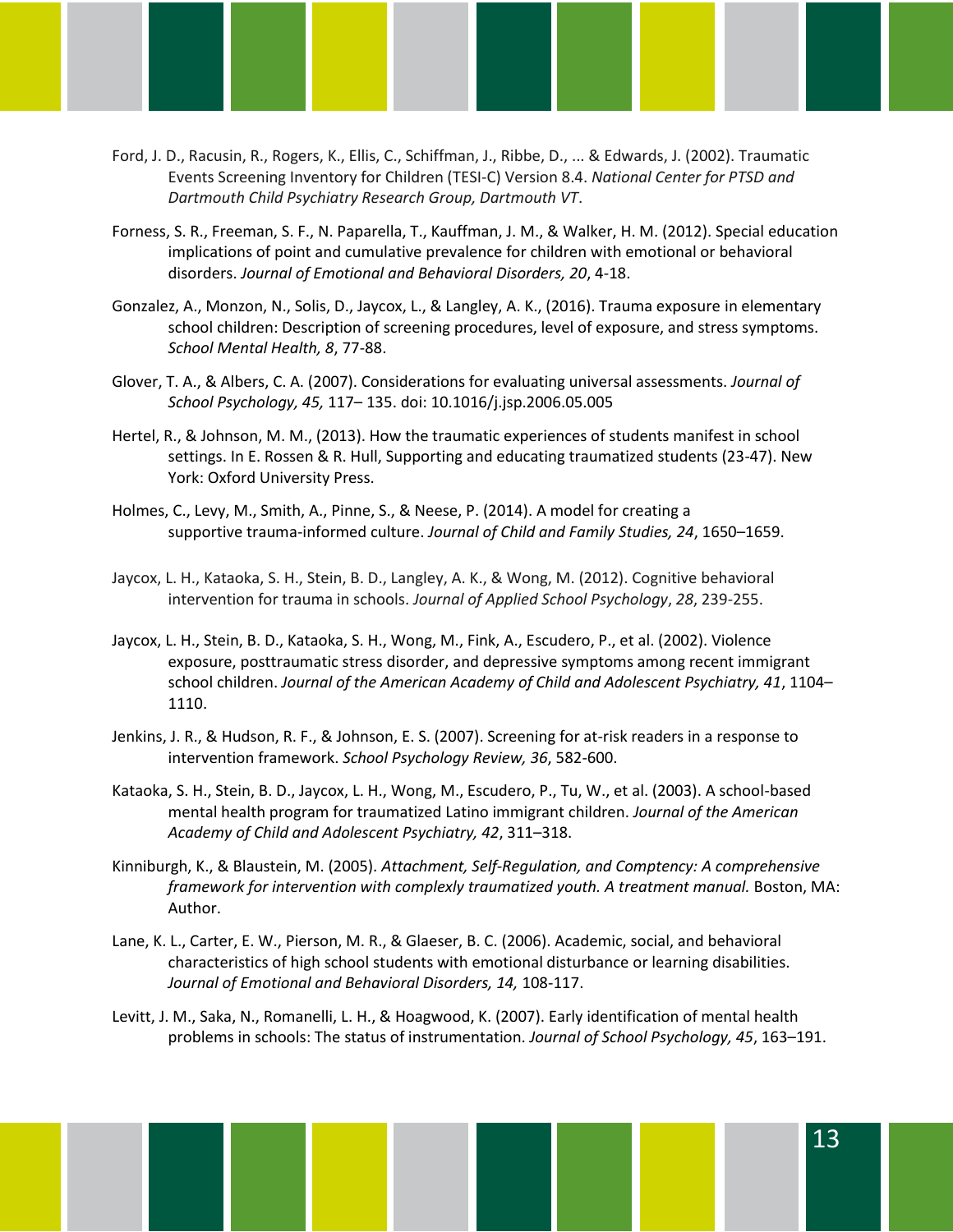Ford, J. D., Racusin, R., Rogers, K., Ellis, C., Schiffman, J., Ribbe, D., ... & Edwards, J. (2002). Traumatic Events Screening Inventory for Children (TESI-C) Version 8.4. *National Center for PTSD and Dartmouth Child Psychiatry Research Group, Dartmouth VT*.

Forness, S. R., Freeman, S. F., N. Paparella, T., Kauffman, J. M., & Walker, H. M. (2012). Special education implications of point and cumulative prevalence for children with emotional or behavioral disorders. *Journal of Emotional and Behavioral Disorders, 20*, 4-18.

Gonzalez, A., Monzon, N., Solis, D., Jaycox, L., & Langley, A. K., (2016). Trauma exposure in elementary school children: Description of screening procedures, level of exposure, and stress symptoms. *School Mental Health, 8*, 77-88.

Glover, T. A., & Albers, C. A. (2007). Considerations for evaluating universal assessments. *Journal of School Psychology, 45,* 117– 135. doi: 10.1016/j.jsp.2006.05.005

Hertel, R., & Johnson, M. M., (2013). How the traumatic experiences of students manifest in school settings. In E. Rossen & R. Hull, Supporting and educating traumatized students (23-47). New York: Oxford University Press.

Holmes, C., Levy, M., Smith, A., Pinne, S., & Neese, P. (2014). A model for creating a supportive trauma-informed culture. *Journal of Child and Family Studies, 24*, 1650–1659.

Jaycox, L. H., Kataoka, S. H., Stein, B. D., Langley, A. K., & Wong, M. (2012). Cognitive behavioral intervention for trauma in schools. *Journal of Applied School Psychology*, *28*, 239-255.

Jaycox, L. H., Stein, B. D., Kataoka, S. H., Wong, M., Fink, A., Escudero, P., et al. (2002). Violence exposure, posttraumatic stress disorder, and depressive symptoms among recent immigrant school children. *Journal of the American Academy of Child and Adolescent Psychiatry, 41*, 1104–1110.

Jenkins, J. R., & Hudson, R. F., & Johnson, E. S. (2007). Screening for at-risk readers in a response to intervention framework. *School Psychology Review, 36*, 582-600.

Kataoka, S. H., Stein, B. D., Jaycox, L. H., Wong, M., Escudero, P., Tu, W., et al. (2003). A school-based mental health program for traumatized Latino immigrant children. *Journal of the American Academy of Child and Adolescent Psychiatry, 42*, 311–318.

Kinniburgh, K., & Blaustein, M. (2005). *Attachment, Self-Regulation, and Comptency: A comprehensive framework for intervention with complexly traumatized youth. A treatment manual.* Boston, MA: Author.

Lane, K. L., Carter, E. W., Pierson, M. R., & Glaeser, B. C. (2006). Academic, social, and behavioral characteristics of high school students with emotional disturbance or learning disabilities. *Journal of Emotional and Behavioral Disorders, 14,* 108-117.

Levitt, J. M., Saka, N., Romanelli, L. H., & Hoagwood, K. (2007). Early identification of mental health problems in schools: The status of instrumentation. *Journal of School Psychology, 45*, 163–191.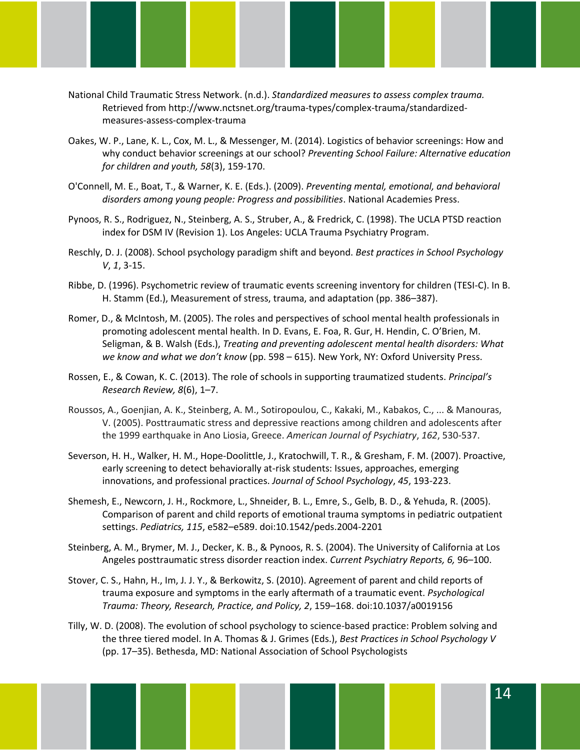National Child Traumatic Stress Network. (n.d.). *Standardized measures to assess complex trauma.* Retrieved from http://www.nctsnet.org/trauma-types/complex-trauma/standardized-measures-assess-complex-trauma

Oakes, W. P., Lane, K. L., Cox, M. L., & Messenger, M. (2014). Logistics of behavior screenings: How and why conduct behavior screenings at our school? *Preventing School Failure: Alternative education for children and youth, 58*(3), 159-170.

O'Connell, M. E., Boat, T., & Warner, K. E. (Eds.). (2009). *Preventing mental, emotional, and behavioral disorders among young people: Progress and possibilities*. National Academies Press.

Pynoos, R. S., Rodriguez, N., Steinberg, A. S., Struber, A., & Fredrick, C. (1998). The UCLA PTSD reaction index for DSM IV (Revision 1). Los Angeles: UCLA Trauma Psychiatry Program.

Reschly, D. J. (2008). School psychology paradigm shift and beyond. *Best practices in School Psychology V*, *1*, 3-15.

Ribbe, D. (1996). Psychometric review of traumatic events screening inventory for children (TESI-C). In B. H. Stamm (Ed.), Measurement of stress, trauma, and adaptation (pp. 386–387).

Romer, D., & McIntosh, M. (2005). The roles and perspectives of school mental health professionals in promoting adolescent mental health. In D. Evans, E. Foa, R. Gur, H. Hendin, C. O'Brien, M. Seligman, & B. Walsh (Eds.), *Treating and preventing adolescent mental health disorders: What we know and what we don't know* (pp. 598 – 615). New York, NY: Oxford University Press.

Rossen, E., & Cowan, K. C. (2013). The role of schools in supporting traumatized students. *Principal's Research Review, 8*(6), 1–7.

Roussos, A., Goenjian, A. K., Steinberg, A. M., Sotiropoulou, C., Kakaki, M., Kabakos, C., ... & Manouras, V. (2005). Posttraumatic stress and depressive reactions among children and adolescents after the 1999 earthquake in Ano Liosia, Greece. *American Journal of Psychiatry*, *162*, 530-537.

Severson, H. H., Walker, H. M., Hope-Doolittle, J., Kratochwill, T. R., & Gresham, F. M. (2007). Proactive, early screening to detect behaviorally at-risk students: Issues, approaches, emerging innovations, and professional practices. *Journal of School Psychology*, *45*, 193-223.

Shemesh, E., Newcorn, J. H., Rockmore, L., Shneider, B. L., Emre, S., Gelb, B. D., & Yehuda, R. (2005). Comparison of parent and child reports of emotional trauma symptoms in pediatric outpatient settings. *Pediatrics, 115*, e582–e589. doi:10.1542/peds.2004-2201

Steinberg, A. M., Brymer, M. J., Decker, K. B., & Pynoos, R. S. (2004). The University of California at Los Angeles posttraumatic stress disorder reaction index. *Current Psychiatry Reports, 6,* 96–100.

Stover, C. S., Hahn, H., Im, J. J. Y., & Berkowitz, S. (2010). Agreement of parent and child reports of trauma exposure and symptoms in the early aftermath of a traumatic event. *Psychological Trauma: Theory, Research, Practice, and Policy, 2*, 159–168. doi:10.1037/a0019156

Tilly, W. D. (2008). The evolution of school psychology to science-based practice: Problem solving and the three tiered model. In A. Thomas & J. Grimes (Eds.), *Best Practices in School Psychology V* (pp. 17–35). Bethesda, MD: National Association of School Psychologists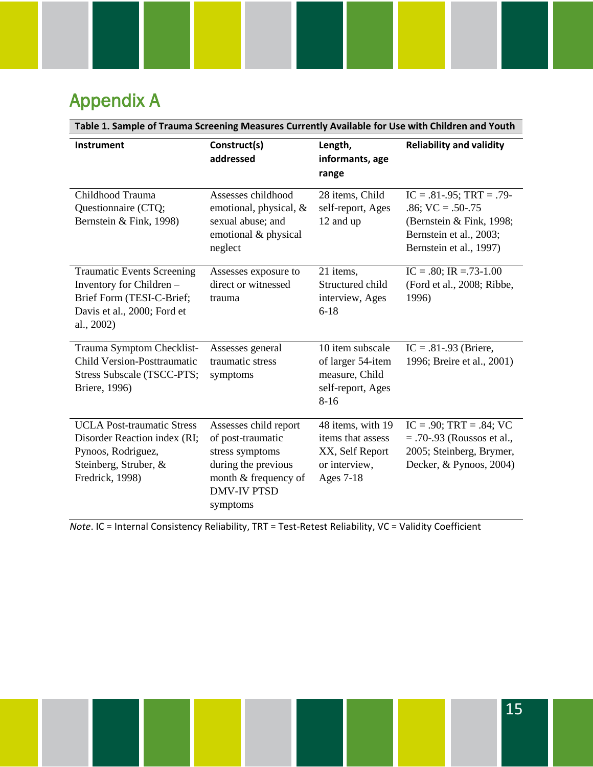# Appendix A

**Table 1. Sample of Trauma Screening Measures Currently Available for Use with Children and Youth**

| Instrument | Construct(s) addressed | Length, informants, age range | Reliability and validity |
|---|---|---|---|
| Childhood Trauma Questionnaire (CTQ; Bernstein & Fink, 1998) | Assesses childhood emotional, physical, & sexual abuse; and emotional & physical neglect | 28 items, Child self-report, Ages 12 and up | IC = .81-.95; TRT = .79-.86; VC = .50-.75 (Bernstein & Fink, 1998; Bernstein et al., 2003; Bernstein et al., 1997) |
| Traumatic Events Screening Inventory for Children – Brief Form (TESI-C-Brief; Davis et al., 2000; Ford et al., 2002) | Assesses exposure to direct or witnessed trauma | 21 items, Structured child interview, Ages 6-18 | IC = .80; IR =.73-1.00 (Ford et al., 2008; Ribbe, 1996) |
| Trauma Symptom Checklist-Child Version-Posttraumatic Stress Subscale (TSCC-PTS; Briere, 1996) | Assesses general traumatic stress symptoms | 10 item subscale of larger 54-item measure, Child self-report, Ages 8-16 | IC = .81-.93 (Briere, 1996; Breire et al., 2001) |
| UCLA Post-traumatic Stress Disorder Reaction index (RI; Pynoos, Rodriguez, Steinberg, Struber, & Fredrick, 1998) | Assesses child report of post-traumatic stress symptoms during the previous month & frequency of DMV-IV PTSD symptoms | 48 items, with 19 items that assess XX, Self Report or interview, Ages 7-18 | IC = .90; TRT = .84; VC = .70-.93 (Roussos et al., 2005; Steinberg, Brymer, Decker, & Pynoos, 2004) |

*Note*. IC = Internal Consistency Reliability, TRT = Test-Retest Reliability, VC = Validity Coefficient